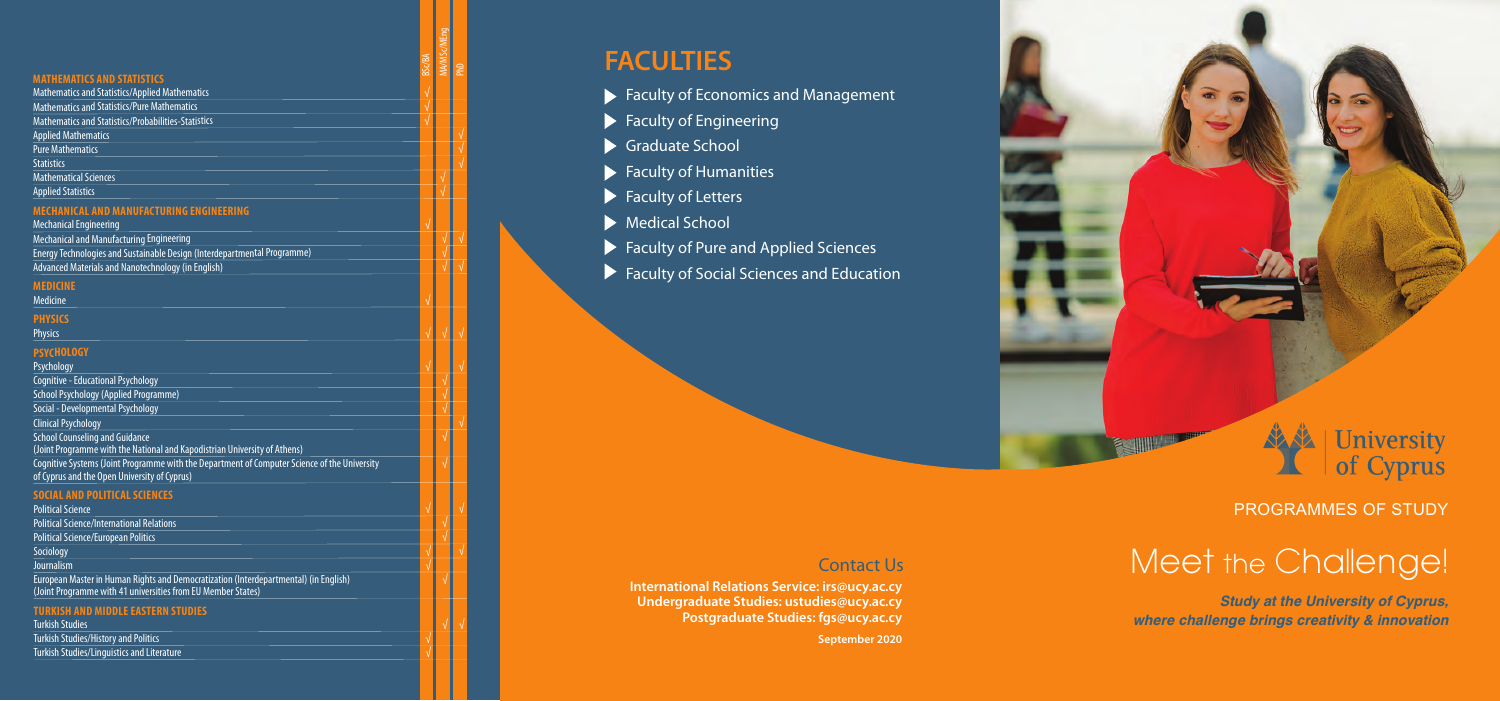| | BSc/BA | MA/MSc/MEng | PhD |
|---|---|---|---|
| **MATHEMATICS AND STATISTICS** | | | |
| Mathematics and Statistics/Applied Mathematics | √ | | |
| Mathematics and Statistics/Pure Mathematics | √ | | |
| Mathematics and Statistics/Probabilities-Statistics | √ | | |
| Applied Mathematics | | | √ |
| Pure Mathematics | | | √ |
| Statistics | | | √ |
| Mathematical Sciences | | √ | |
| Applied Statistics | | √ | |
| **MECHANICAL AND MANUFACTURING ENGINEERING** | | | |
| Mechanical Engineering | √ | | |
| Mechanical and Manufacturing Engineering | | √ | √ |
| Energy Technologies and Sustainable Design (Interdepartmental Programme) | | √ | |
| Advanced Materials and Nanotechnology (in English) | | √ | √ |
| **MEDICINE** | | | |
| Medicine | √ | | |
| **PHYSICS** | | | |
| Physics | √ | √ | √ |
| **PSYCHOLOGY** | | | |
| Psychology | √ | | √ |
| Cognitive - Educational Psychology | | √ | |
| School Psychology (Applied Programme) | | √ | |
| Social - Developmental Psychology | | √ | |
| Clinical Psychology | | | √ |
| School Counseling and Guidance (Joint Programme with the National and Kapodistrian University of Athens) | | √ | |
| Cognitive Systems (Joint Programme with the Department of Computer Science of the University of Cyprus and the Open University of Cyprus) | | √ | |
| **SOCIAL AND POLITICAL SCIENCES** | | | |
| Political Science | √ | | √ |
| Political Science/International Relations | | √ | |
| Political Science/European Politics | | √ | |
| Sociology | √ | | √ |
| Journalism | √ | | |
| European Master in Human Rights and Democratization (Interdepartmental) (in English) (Joint Programme with 41 universities from EU Member States) | | √ | |
| **TURKISH AND MIDDLE EASTERN STUDIES** | | | |
| Turkish Studies | | √ | √ |
| Turkish Studies/History and Politics | √ | | |
| Turkish Studies/Linguistics and Literature | √ | | |

## FACULTIES

- Faculty of Economics and Management
- Faculty of Engineering
- Graduate School
- Faculty of Humanities
- Faculty of Letters
- Medical School
- Faculty of Pure and Applied Sciences
- Faculty of Social Sciences and Education

### Contact Us

**International Relations Service: irs@ucy.ac.cy**
**Undergraduate Studies: ustudies@ucy.ac.cy**
**Postgraduate Studies: fgs@ucy.ac.cy**

**September 2020**

University of Cyprus

PROGRAMMES OF STUDY

# Meet the Challenge!

***Study at the University of Cyprus, where challenge brings creativity & innovation***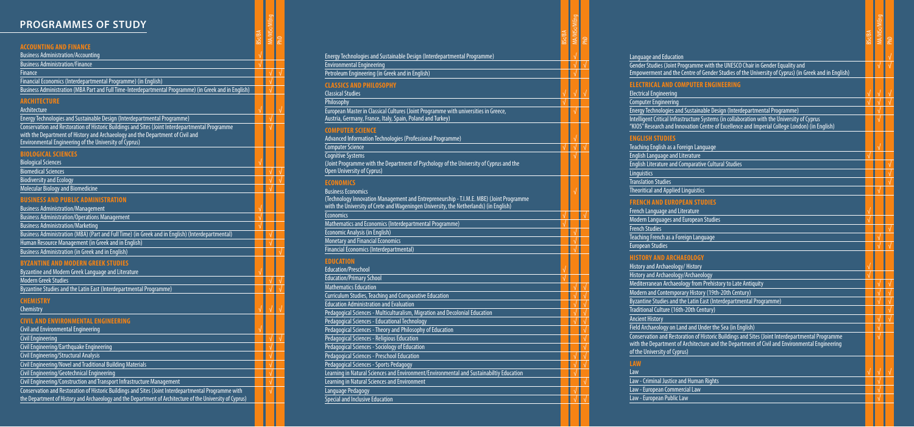# PROGRAMMES OF STUDY

| | BSc/BA | MA/MSc/MEng | PhD |
|---|---|---|---|
| **ACCOUNTING AND FINANCE** | | | |
| Business Administration/Accounting | √ | | |
| Business Administration/Finance | √ | | |
| Finance | | √ | √ |
| Financial Economics (Interdepartmental Programme) (in English) | | √ | |
| Business Administration (MBA Part and Full Time-Interdepartmental Programme) (in Greek and in English) | | √ | |
| **ARCHITECTURE** | | | |
| Architecture | √ | | √ |
| Energy Technologies and Sustainable Design (Interdepartmental Programme) | | √ | |
| Conservation and Restoration of Historic Buildings and Sites (Joint Interdepartmental Programme with the Department of History and Archaeology and the Department of Civil and Environmental Engineering of the University of Cyprus) | | √ | |
| **BIOLOGICAL SCIENCES** | | | |
| Biological Sciences | √ | | |
| Biomedical Sciences | | √ | √ |
| Biodiversity and Ecology | | √ | √ |
| Molecular Biology and Biomedicine | | √ | |
| **BUSINESS AND PUBLIC ADMINISTRATION** | | | |
| Business Administration/Management | √ | | |
| Business Administration/Operations Management | √ | | |
| Business Administration/Marketing | √ | | |
| Business Administration (MBA) (Part and Full Time) (in Greek and in English) (Interdepartmental) | | √ | |
| Human Resource Management (in Greek and in English) | | √ | |
| Business Administration (in Greek and in English) | | | √ |
| **BYZANTINE AND MODERN GREEK STUDIES** | | | |
| Byzantine and Modern Greek Language and Literature | √ | | |
| Modern Greek Studies | | √ | √ |
| Byzantine Studies and the Latin East (Interdepartmental Programme) | | √ | √ |
| **CHEMISTRY** | | | |
| Chemistry | √ | √ | √ |
| **CIVIL AND ENVIRONMENTAL ENGINEERING** | | | |
| Civil and Environmental Engineering | √ | | |
| Civil Engineering | | √ | √ |
| Civil Engineering/Earthquake Engineering | | √ | |
| Civil Engineering/Structural Analysis | | √ | |
| Civil Engineering/Novel and Traditional Building Materials | | √ | |
| Civil Engineering/Geotechnical Engineering | | √ | |
| Civil Engineering/Construction and Transport Infrastructure Management | | √ | |
| Conservation and Restoration of Historic Buildings and Sites (Joint Interdepartmental Programme with the Department of History and Archaeology and the Department of Architecture of the University of Cyprus) | | √ | |
| Energy Technologies and Sustainable Design (Interdepartmental Programme) | | √ | |
| Environmental Engineering | | √ | √ |
| Petroleum Engineering (in Greek and in English) | | √ | |
| **CLASSICS AND PHILOSOPHY** | | | |
| Classical Studies | √ | √ | √ |
| Philosophy | √ | | |
| European Master in Classical Cultures (Joint Programme with universities in Greece, Austria, Germany, France, Italy, Spain, Poland and Turkey) | | √ | |
| **COMPUTER SCIENCE** | | | |
| Advanced Information Technologies (Professional Programme) | | √ | |
| Computer Science | √ | √ | √ |
| Cognitive Systems (Joint Programme with the Department of Psychology of the University of Cyprus and the Open University of Cyprus) | | √ | |
| **ECONOMICS** | | | |
| Business Economics (Technology Innovation Management and Entrepreneurship - T.I.M.E. MBE) (Joint Programme with the University of Crete and Wageningen University, the Netherlands) (in English) | | √ | |
| Economics | √ | | √ |
| Mathematics and Economics (Interdepartmental Programme) | √ | | |
| Economic Analysis (in English) | | √ | |
| Monetary and Financial Economics | | √ | |
| Financial Economics (Interdepartmental) | | √ | |
| **EDUCATION** | | | |
| Education/Preschool | √ | | |
| Education/Primary School | √ | | |
| Mathematics Education | | √ | √ |
| Curriculum Studies, Teaching and Comparative Education | | √ | √ |
| Education Administration and Evaluation | | √ | √ |
| Pedagogical Sciences - Multiculturalism, Migration and Decolonial Education | | √ | √ |
| Pedagogical Sciences - Educational Technology | | √ | √ |
| Pedagogical Sciences - Theory and Philosophy of Education | | | √ |
| Pedagogical Sciences - Religious Education | | | √ |
| Pedagogical Sciences - Sociology of Education | | | √ |
| Pedagogical Sciences - Preschool Education | | √ | √ |
| Pedagogical Sciences - Sports Pedagogy | | √ | √ |
| Learning in Natural Sciences and Environment/Environmental and Sustainabiltiy Education | | √ | |
| Learning in Natural Sciences and Environment | | | √ |
| Language Pedagogy | | √ | |
| Special and Inclusive Education | | √ | √ |
| Language and Education | | | √ |
| Gender Studies (Joint Programme with the UNESCO Chair in Gender Equality and Empowerment and the Centre of Gender Studies of the University of Cyprus) (in Greek and in English) | | √ | √ |
| **ELECTRICAL AND COMPUTER ENGINEERING** | | | |
| Electrical Engineering | √ | √ | √ |
| Computer Engineering | √ | √ | √ |
| Energy Technologies and Sustainable Design (Interdepartmental Programme) | | √ | |
| Intelligent Critical Infrastructure Systems (in collaboration with the University of Cyprus "KIOS" Research and Innovation Centre of Excellence and Imperial College London) (in English) | | √ | |
| **ENGLISH STUDIES** | | | |
| Teaching English as a Foreign Language | | √ | |
| English Language and Literature | √ | | |
| English Literature and Comparative Cultural Studies | | | √ |
| Linguistics | | | √ |
| Translation Studies | | | √ |
| Theoritical and Applied Linguistics | | √ | |
| **FRENCH AND EUROPEAN STUDIES** | | | |
| French Language and Literature | √ | | |
| Modern Languages and European Studies | √ | | |
| French Studies | | | √ |
| Teaching French as a Foreign Language | | √ | |
| European Studies | | √ | √ |
| **HISTORY AND ARCHAEOLOGY** | | | |
| History and Archaeology/ History | √ | | |
| History and Archaeology/Archaeology | √ | | |
| Mediterranean Archaeology from Prehistory to Late Antiquity | | √ | √ |
| Modern and Contemporary History (19th-20th Century) | | √ | √ |
| Byzantine Studies and the Latin East (Interdepartmental Programme) | | √ | √ |
| Traditional Culture (16th-20th Century) | | | √ |
| Ancient History | | √ | √ |
| Field Archaeology on Land and Under the Sea (in English) | | √ | |
| Conservation and Restoration of Historic Buildings and Sites (Joint Interdepartmental Programme with the Department of Architecture and the Department of Civil and Environmental Engineering of the University of Cyprus) | | √ | |
| **LAW** | | | |
| Law | √ | √ | √ |
| Law - Criminal Justice and Human Rights | | √ | |
| Law - European Commercial Law | | √ | |
| Law - European Public Law | | √ | |